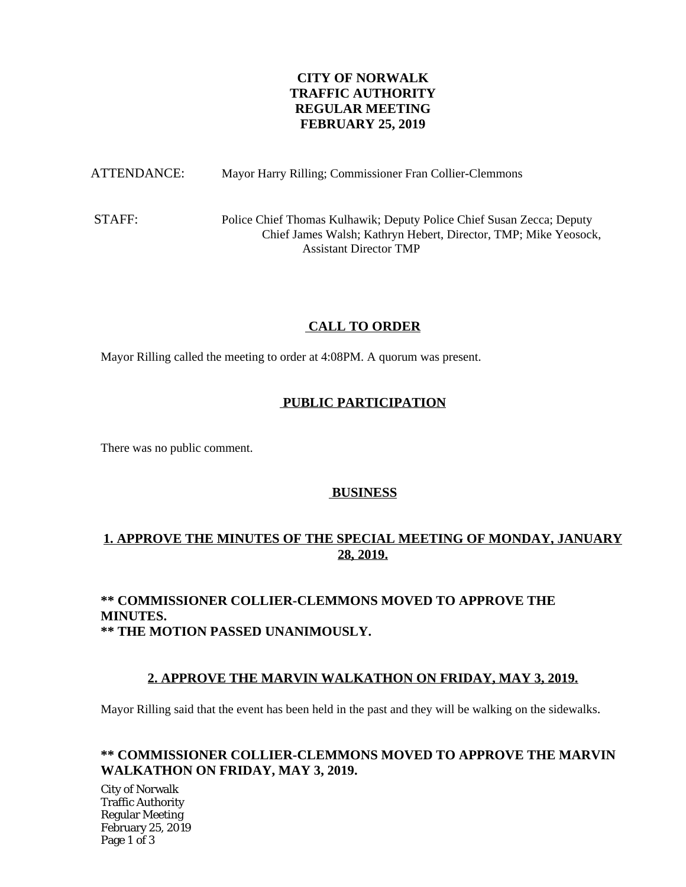# CITY OF NORWALK
# TRAFFIC AUTHORITY
# REGULAR MEETING
# FEBRUARY 25, 2019

ATTENDANCE: Mayor Harry Rilling; Commissioner Fran Collier-Clemmons

STAFF: Police Chief Thomas Kulhawik; Deputy Police Chief Susan Zecca; Deputy Chief James Walsh; Kathryn Hebert, Director, TMP; Mike Yeosock, Assistant Director TMP

## CALL TO ORDER

Mayor Rilling called the meeting to order at 4:08PM. A quorum was present.

## PUBLIC PARTICIPATION

There was no public comment.

## BUSINESS

### 1. APPROVE THE MINUTES OF THE SPECIAL MEETING OF MONDAY, JANUARY 28, 2019.

**\*\* COMMISSIONER COLLIER-CLEMMONS MOVED TO APPROVE THE MINUTES.**
**\*\* THE MOTION PASSED UNANIMOUSLY.**

### 2. APPROVE THE MARVIN WALKATHON ON FRIDAY, MAY 3, 2019.

Mayor Rilling said that the event has been held in the past and they will be walking on the sidewalks.

**\*\* COMMISSIONER COLLIER-CLEMMONS MOVED TO APPROVE THE MARVIN WALKATHON ON FRIDAY, MAY 3, 2019.**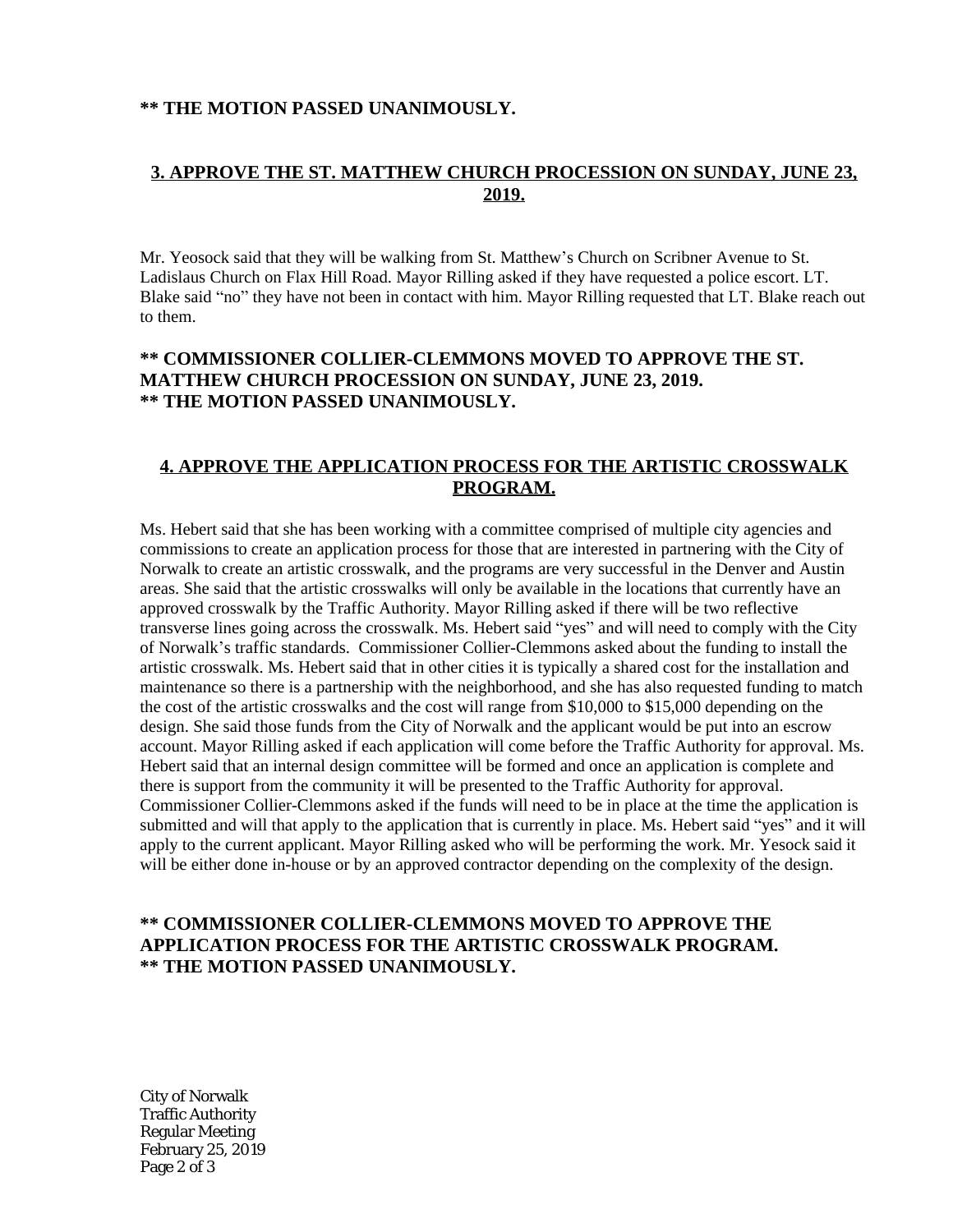**** THE MOTION PASSED UNANIMOUSLY.**

## 3. APPROVE THE ST. MATTHEW CHURCH PROCESSION ON SUNDAY, JUNE 23, 2019.

Mr. Yeosock said that they will be walking from St. Matthew's Church on Scribner Avenue to St. Ladislaus Church on Flax Hill Road. Mayor Rilling asked if they have requested a police escort. LT. Blake said "no" they have not been in contact with him. Mayor Rilling requested that LT. Blake reach out to them.

**** COMMISSIONER COLLIER-CLEMMONS MOVED TO APPROVE THE ST. MATTHEW CHURCH PROCESSION ON SUNDAY, JUNE 23, 2019.**
**** THE MOTION PASSED UNANIMOUSLY.**

## 4. APPROVE THE APPLICATION PROCESS FOR THE ARTISTIC CROSSWALK PROGRAM.

Ms. Hebert said that she has been working with a committee comprised of multiple city agencies and commissions to create an application process for those that are interested in partnering with the City of Norwalk to create an artistic crosswalk, and the programs are very successful in the Denver and Austin areas. She said that the artistic crosswalks will only be available in the locations that currently have an approved crosswalk by the Traffic Authority. Mayor Rilling asked if there will be two reflective transverse lines going across the crosswalk. Ms. Hebert said "yes" and will need to comply with the City of Norwalk's traffic standards. Commissioner Collier-Clemmons asked about the funding to install the artistic crosswalk. Ms. Hebert said that in other cities it is typically a shared cost for the installation and maintenance so there is a partnership with the neighborhood, and she has also requested funding to match the cost of the artistic crosswalks and the cost will range from $10,000 to $15,000 depending on the design. She said those funds from the City of Norwalk and the applicant would be put into an escrow account. Mayor Rilling asked if each application will come before the Traffic Authority for approval. Ms. Hebert said that an internal design committee will be formed and once an application is complete and there is support from the community it will be presented to the Traffic Authority for approval. Commissioner Collier-Clemmons asked if the funds will need to be in place at the time the application is submitted and will that apply to the application that is currently in place. Ms. Hebert said "yes" and it will apply to the current applicant. Mayor Rilling asked who will be performing the work. Mr. Yesock said it will be either done in-house or by an approved contractor depending on the complexity of the design.

**** COMMISSIONER COLLIER-CLEMMONS MOVED TO APPROVE THE APPLICATION PROCESS FOR THE ARTISTIC CROSSWALK PROGRAM.**
**** THE MOTION PASSED UNANIMOUSLY.**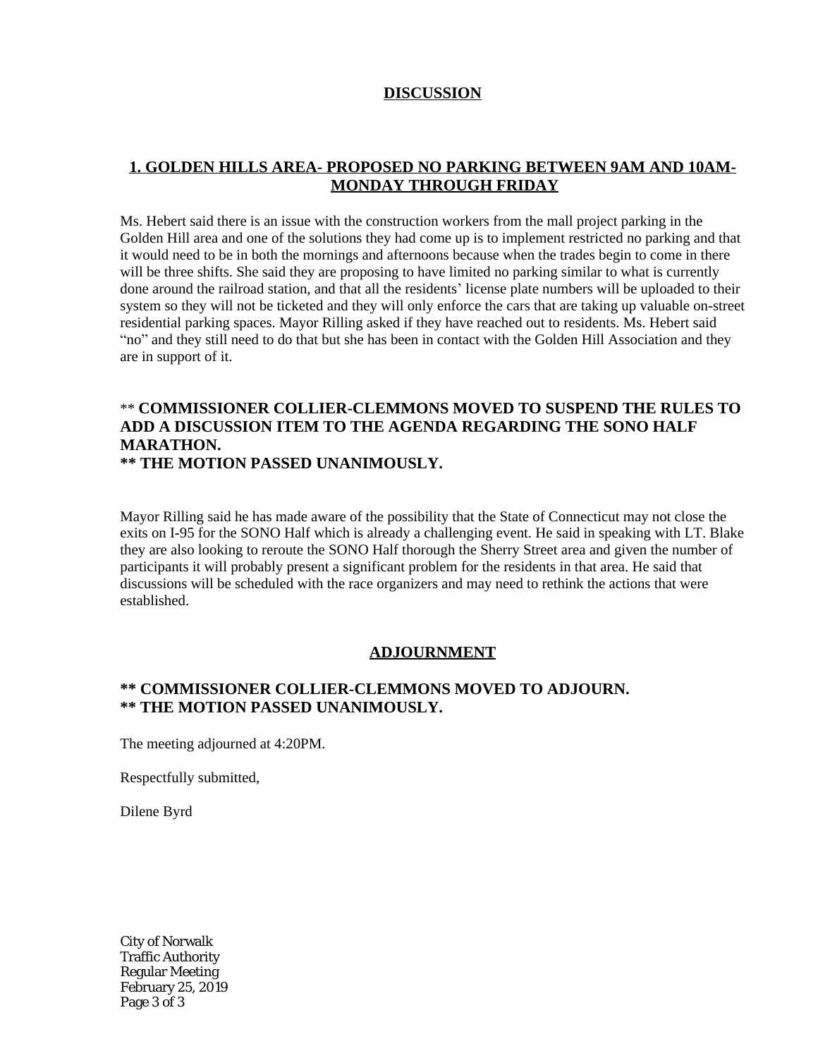## DISCUSSION

### 1. GOLDEN HILLS AREA- PROPOSED NO PARKING BETWEEN 9AM AND 10AM-MONDAY THROUGH FRIDAY

Ms. Hebert said there is an issue with the construction workers from the mall project parking in the Golden Hill area and one of the solutions they had come up is to implement restricted no parking and that it would need to be in both the mornings and afternoons because when the trades begin to come in there will be three shifts. She said they are proposing to have limited no parking similar to what is currently done around the railroad station, and that all the residents' license plate numbers will be uploaded to their system so they will not be ticketed and they will only enforce the cars that are taking up valuable on-street residential parking spaces. Mayor Rilling asked if they have reached out to residents. Ms. Hebert said "no" and they still need to do that but she has been in contact with the Golden Hill Association and they are in support of it.

** **COMMISSIONER COLLIER-CLEMMONS MOVED TO SUSPEND THE RULES TO ADD A DISCUSSION ITEM TO THE AGENDA REGARDING THE SONO HALF MARATHON.**
**** THE MOTION PASSED UNANIMOUSLY.**

Mayor Rilling said he has made aware of the possibility that the State of Connecticut may not close the exits on I-95 for the SONO Half which is already a challenging event. He said in speaking with LT. Blake they are also looking to reroute the SONO Half thorough the Sherry Street area and given the number of participants it will probably present a significant problem for the residents in that area. He said that discussions will be scheduled with the race organizers and may need to rethink the actions that were established.

## ADJOURNMENT

**** COMMISSIONER COLLIER-CLEMMONS MOVED TO ADJOURN.**
**** THE MOTION PASSED UNANIMOUSLY.**

The meeting adjourned at 4:20PM.

Respectfully submitted,

Dilene Byrd